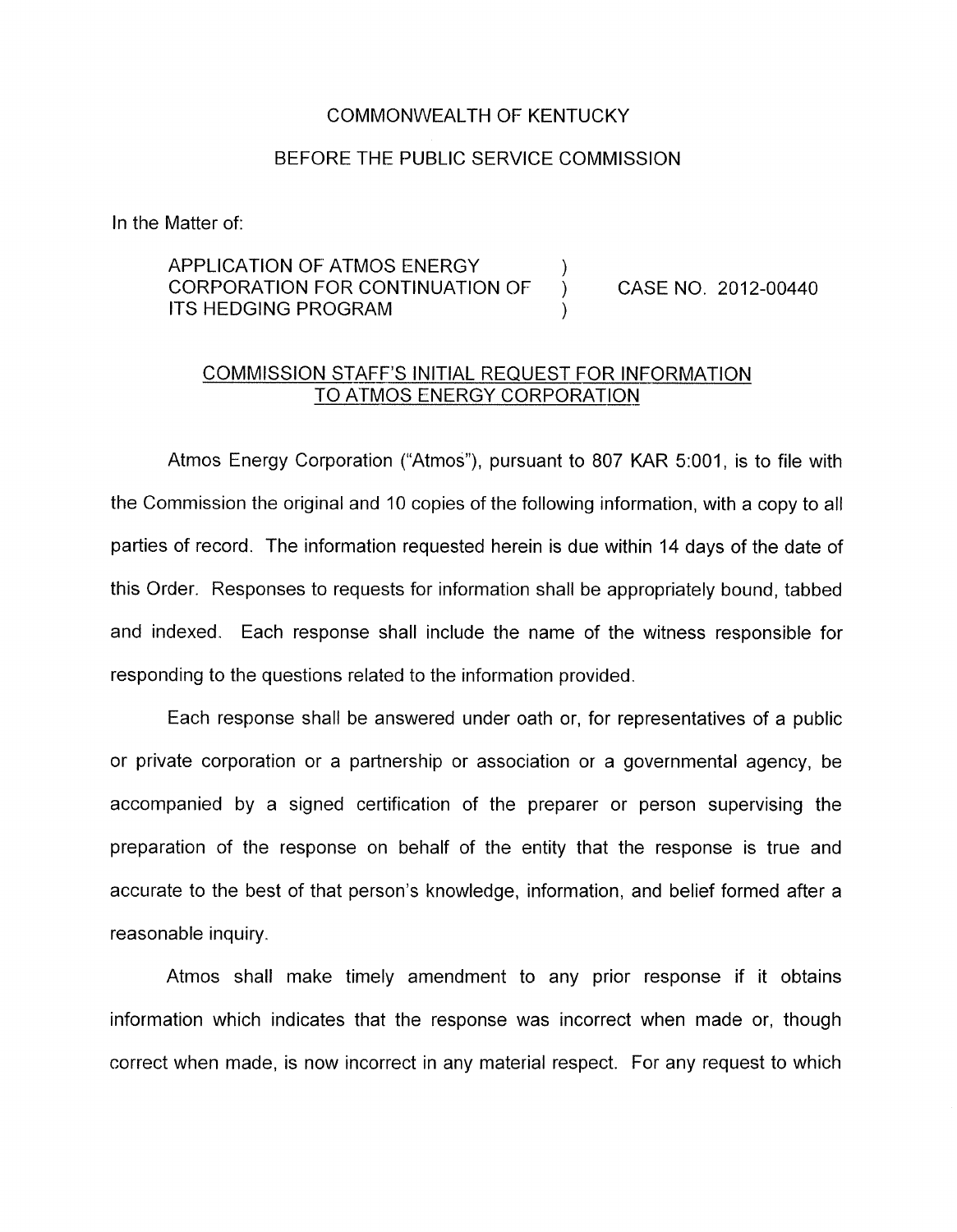COMMONWEALTH OF KENTUCKY

BEFORE THE PUBLIC SERVICE COMMISSION

In the Matter of:

| | | |
|---|---|---|
| APPLICATION OF ATMOS ENERGY CORPORATION FOR CONTINUATION OF ITS HEDGING PROGRAM | ) ) ) | CASE NO. 2012-00440 |

COMMISSION STAFF'S INITIAL REQUEST FOR INFORMATION TO ATMOS ENERGY CORPORATION

Atmos Energy Corporation ("Atmos"), pursuant to 807 KAR 5:001, is to file with the Commission the original and 10 copies of the following information, with a copy to all parties of record. The information requested herein is due within 14 days of the date of this Order. Responses to requests for information shall be appropriately bound, tabbed and indexed. Each response shall include the name of the witness responsible for responding to the questions related to the information provided.

Each response shall be answered under oath or, for representatives of a public or private corporation or a partnership or association or a governmental agency, be accompanied by a signed certification of the preparer or person supervising the preparation of the response on behalf of the entity that the response is true and accurate to the best of that person's knowledge, information, and belief formed after a reasonable inquiry.

Atmos shall make timely amendment to any prior response if it obtains information which indicates that the response was incorrect when made or, though correct when made, is now incorrect in any material respect. For any request to which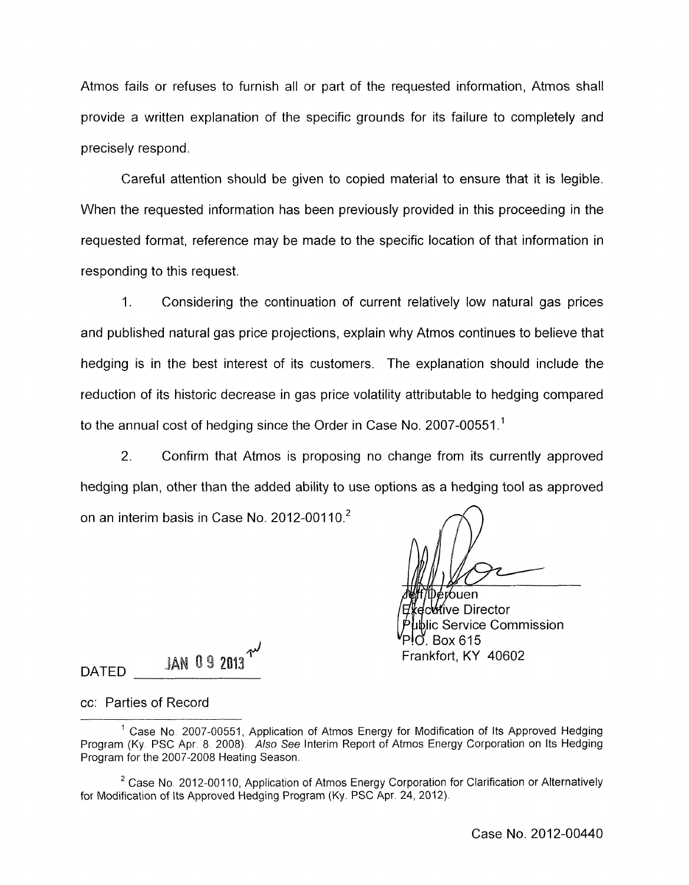Atmos fails or refuses to furnish all or part of the requested information, Atmos shall provide a written explanation of the specific grounds for its failure to completely and precisely respond.

Careful attention should be given to copied material to ensure that it is legible. When the requested information has been previously provided in this proceeding in the requested format, reference may be made to the specific location of that information in responding to this request.

1. Considering the continuation of current relatively low natural gas prices and published natural gas price projections, explain why Atmos continues to believe that hedging is in the best interest of its customers. The explanation should include the reduction of its historic decrease in gas price volatility attributable to hedging compared to the annual cost of hedging since the Order in Case No. 2007-00551.[1]

2. Confirm that Atmos is proposing no change from its currently approved hedging plan, other than the added ability to use options as a hedging tool as approved on an interim basis in Case No. 2012-00110.[2]

Jeff Derouen
Executive Director
Public Service Commission
P.O. Box 615
Frankfort, KY 40602

DATED JAN 09 2013

cc: Parties of Record

[1] Case No. 2007-00551, Application of Atmos Energy for Modification of Its Approved Hedging Program (Ky. PSC Apr. 8, 2008). *Also See* Interim Report of Atmos Energy Corporation on Its Hedging Program for the 2007-2008 Heating Season.

[2] Case No. 2012-00110, Application of Atmos Energy Corporation for Clarification or Alternatively for Modification of Its Approved Hedging Program (Ky. PSC Apr. 24, 2012).

Case No. 2012-00440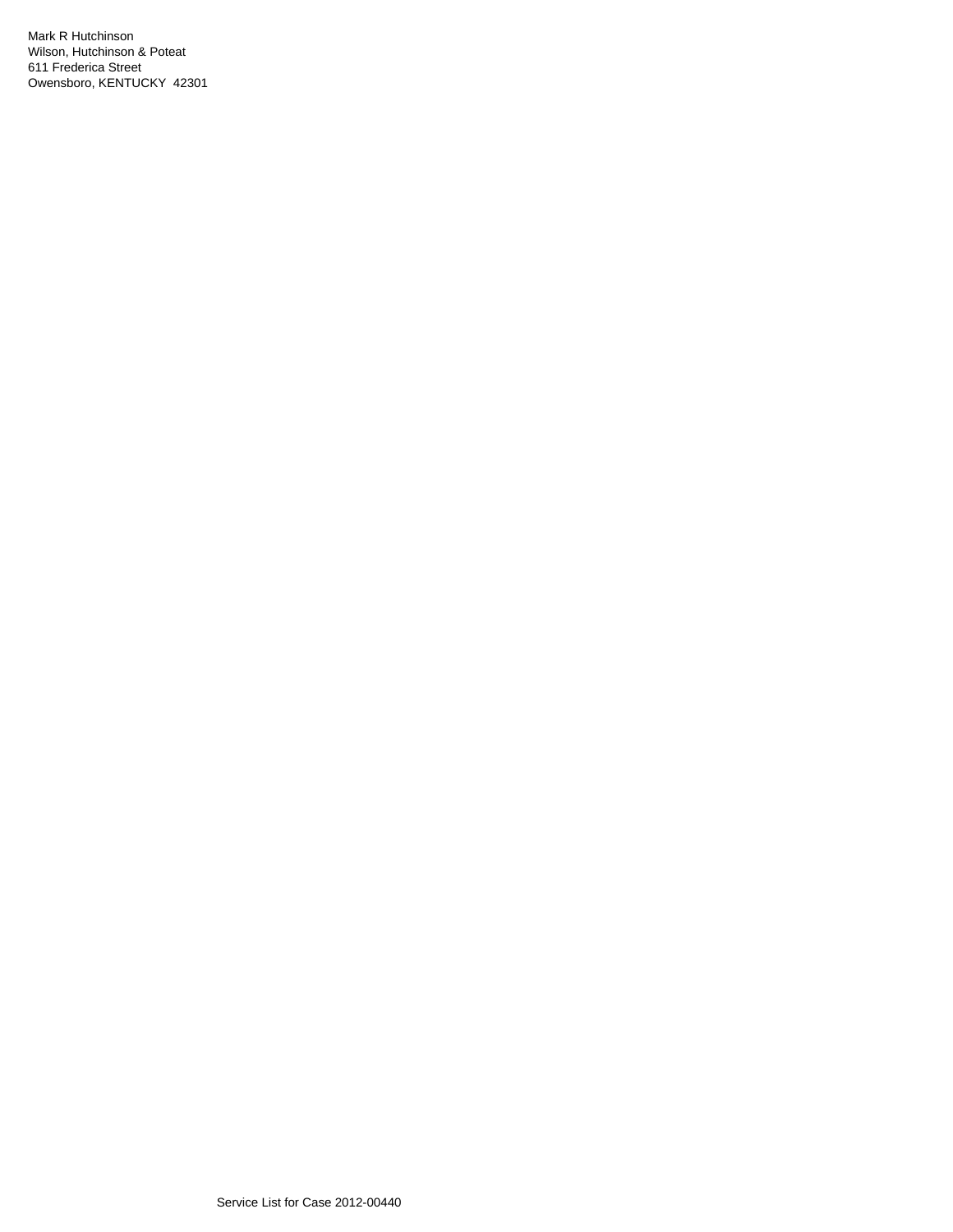Mark R Hutchinson
Wilson, Hutchinson & Poteat
611 Frederica Street
Owensboro, KENTUCKY 42301